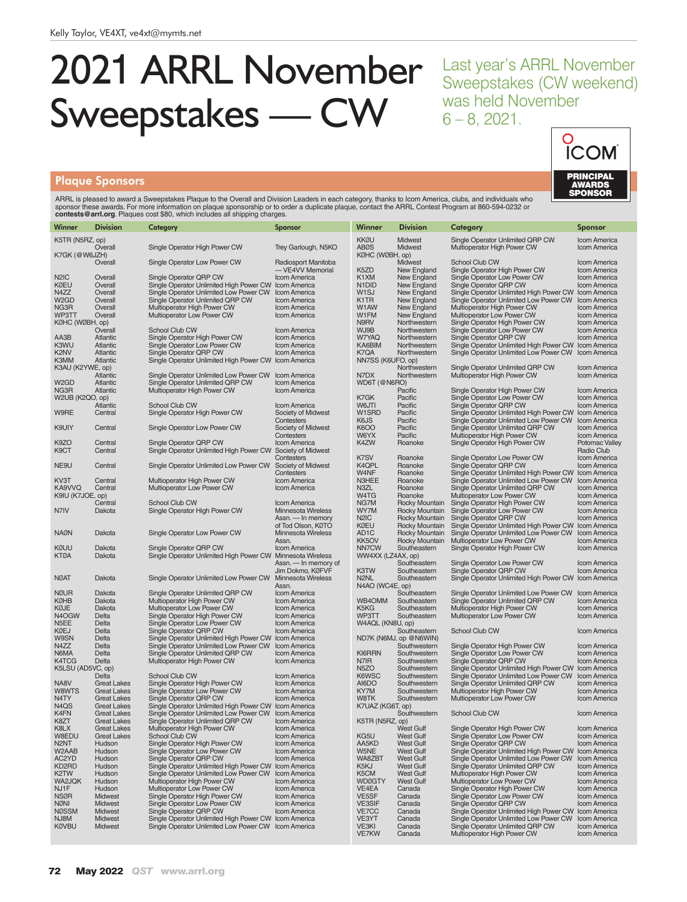Kelly Taylor, VE4XT, ve4xt@mymts.net

# 2021 ARRL November Sweepstakes — CW

Last year's ARRL November Sweepstakes (CW weekend) was held November 6 – 8, 2021.

ICOM PRINCIPAL AWARDS SPONSOR

## Plaque Sponsors

ARRL is pleased to award a Sweepstakes Plaque to the Overall and Division Leaders in each category, thanks to Icom America, clubs, and individuals who sponsor these awards. For more information on plaque sponsorship or to order a duplicate plaque, contact the ARRL Contest Program at 860-594-0232 or **contests@arrl.org**. Plaques cost $80, which includes all shipping charges.

| Winner | Division | Category | Sponsor |
|---|---|---|---|
| K5TR (N5RZ, op) | Overall | Single Operator High Power CW | Trey Garlough, N5KO |
| K7GK (@W6JZH) | Overall | Single Operator Low Power CW | Radiosport Manitoba — VE4VV Memorial |
| N2IC | Overall | Single Operator QRP CW | Icom America |
| KØEU | Overall | Single Operator Unlimited High Power CW | Icom America |
| N4ZZ | Overall | Single Operator Unlimited Low Power CW | Icom America |
| W2GD | Overall | Single Operator Unlimited QRP CW | Icom America |
| NG3R | Overall | Multioperator High Power CW | Icom America |
| WP3TT | Overall | Multioperator Low Power CW | Icom America |
| KØHC (WØBH, op) | Overall | School Club CW | Icom America |
| AA3B | Atlantic | Single Operator High Power CW | Icom America |
| K3WU | Atlantic | Single Operator Low Power CW | Icom America |
| K2NV | Atlantic | Single Operator QRP CW | Icom America |
| K3MM | Atlantic | Single Operator Unlimited High Power CW | Icom America |
| K3AU (K2YWE, op) | Atlantic | Single Operator Unlimited Low Power CW | Icom America |
| W2GD | Atlantic | Single Operator Unlimited QRP CW | Icom America |
| NG3R | Atlantic | Multioperator High Power CW | Icom America |
| W2UB (K2QO, op) | Atlantic | School Club CW | Icom America |
| W9RE | Central | Single Operator High Power CW | Society of Midwest Contesters |
| K9UIY | Central | Single Operator Low Power CW | Society of Midwest Contesters |
| K9ZO | Central | Single Operator QRP CW | Icom America |
| K9CT | Central | Single Operator Unlimited High Power CW | Society of Midwest Contesters |
| NE9U | Central | Single Operator Unlimited Low Power CW | Society of Midwest Contesters |
| KV3T | Central | Multioperator High Power CW | Icom America |
| KA9VVQ | Central | Multioperator Low Power CW | Icom America |
| K9IU (K7JOE, op) | Central | School Club CW | Icom America |
| N7IV | Dakota | Single Operator High Power CW | Minnesota Wireless Assn. — In memory of Tod Olson, KØTO |
| NAØN | Dakota | Single Operator Low Power CW | Minnesota Wireless Assn. |
| KØUU | Dakota | Single Operator QRP CW | Icom America |
| KTØA | Dakota | Single Operator Unlimited High Power CW | Minnesota Wireless Assn. — In memory of Jim Dokmo, KØFVF |
| NØAT | Dakota | Single Operator Unlimited Low Power CW | Minnesota Wireless Assn. |
| NØUR | Dakota | Single Operator Unlimited QRP CW | Icom America |
| KØHB | Dakota | Multioperator High Power CW | Icom America |
| KØJE | Dakota | Multioperator Low Power CW | Icom America |
| N4OGW | Delta | Single Operator High Power CW | Icom America |
| N5EE | Delta | Single Operator Low Power CW | Icom America |
| KØEJ | Delta | Single Operator QRP CW | Icom America |
| W9SN | Delta | Single Operator Unlimited High Power CW | Icom America |
| N4ZZ | Delta | Single Operator Unlimited Low Power CW | Icom America |
| N6MA | Delta | Single Operator Unlimited QRP CW | Icom America |
| K4TCG | Delta | Multioperator High Power CW | Icom America |
| K5LSU (AD5VC, op) | Delta | School Club CW | Icom America |
| NA8V | Great Lakes | Single Operator High Power CW | Icom America |
| W8WTS | Great Lakes | Single Operator Low Power CW | Icom America |
| N4TY | Great Lakes | Single Operator QRP CW | Icom America |
| N4QS | Great Lakes | Single Operator Unlimited High Power CW | Icom America |
| K4FN | Great Lakes | Single Operator Unlimited Low Power CW | Icom America |
| K8ZT | Great Lakes | Single Operator Unlimited QRP CW | Icom America |
| K8LX | Great Lakes | Multioperator High Power CW | Icom America |
| W8EDU | Great Lakes | School Club CW | Icom America |
| N2NT | Hudson | Single Operator High Power CW | Icom America |
| W2AAB | Hudson | Single Operator Low Power CW | Icom America |
| AC2YD | Hudson | Single Operator QRP CW | Icom America |
| KD2RD | Hudson | Single Operator Unlimited High Power CW | Icom America |
| K2TW | Hudson | Single Operator Unlimited Low Power CW | Icom America |
| WA2JQK | Hudson | Multioperator High Power CW | Icom America |
| NJ1F | Hudson | Multioperator Low Power CW | Icom America |
| NSØR | Midwest | Single Operator High Power CW | Icom America |
| NØNI | Midwest | Single Operator Low Power CW | Icom America |
| NØSSM | Midwest | Single Operator QRP CW | Icom America |
| NJ8M | Midwest | Single Operator Unlimited High Power CW | Icom America |
| KØVBU | Midwest | Single Operator Unlimited Low Power CW | Icom America |
| KKØU | Midwest | Single Operator Unlimited QRP CW | Icom America |
| ABØS | Midwest | Multioperator High Power CW | Icom America |
| KØHC (WØBH, op) | Midwest | School Club CW | Icom America |
| K5ZD | New England | Single Operator High Power CW | Icom America |
| K1XM | New England | Single Operator Low Power CW | Icom America |
| N1DID | New England | Single Operator QRP CW | Icom America |
| W1SJ | New England | Single Operator Unlimited High Power CW | Icom America |
| K1TR | New England | Single Operator Unlimited Low Power CW | Icom America |
| W1AW | New England | Multioperator High Power CW | Icom America |
| W1FM | New England | Multioperator Low Power CW | Icom America |
| N9RV | Northwestern | Single Operator High Power CW | Icom America |
| WJ9B | Northwestern | Single Operator Low Power CW | Icom America |
| W7YAQ | Northwestern | Single Operator QRP CW | Icom America |
| KA6BIM | Northwestern | Single Operator Unlimited High Power CW | Icom America |
| K7QA | Northwestern | Single Operator Unlimited Low Power CW | Icom America |
| NN7SS (K6UFO, op) | Northwestern | Single Operator Unlimited QRP CW | Icom America |
| N7DX | Northwestern | Multioperator High Power CW | Icom America |
| WD6T (@N6RO) | Pacific | Single Operator High Power CW | Icom America |
| K7GK | Pacific | Single Operator Low Power CW | Icom America |
| W6JTI | Pacific | Single Operator QRP CW | Icom America |
| W1SRD | Pacific | Single Operator Unlimited High Power CW | Icom America |
| K6JS | Pacific | Single Operator Unlimited Low Power CW | Icom America |
| K6OO | Pacific | Single Operator Unlimited QRP CW | Icom America |
| W6YX | Pacific | Multioperator High Power CW | Icom America |
| K4ZW | Roanoke | Single Operator High Power CW | Potomac Valley Radio Club |
| K7SV | Roanoke | Single Operator Low Power CW | Icom America |
| K4QPL | Roanoke | Single Operator QRP CW | Icom America |
| W4NF | Roanoke | Single Operator Unlimited High Power CW | Icom America |
| N3HEE | Roanoke | Single Operator Unlimited Low Power CW | Icom America |
| N3ZL | Roanoke | Single Operator Unlimited QRP CW | Icom America |
| W4TG | Roanoke | Multioperator Low Power CW | Icom America |
| NG7M | Rocky Mountain | Single Operator High Power CW | Icom America |
| WY7M | Rocky Mountain | Single Operator Low Power CW | Icom America |
| N2IC | Rocky Mountain | Single Operator QRP CW | Icom America |
| KØEU | Rocky Mountain | Single Operator Unlimited High Power CW | Icom America |
| AD1C | Rocky Mountain | Single Operator Unlimited Low Power CW | Icom America |
| KK5OV | Rocky Mountain | Multioperator Low Power CW | Icom America |
| NN7CW | Southeastern | Single Operator High Power CW | Icom America |
| WW4XX (LZ4AX, op) | Southeastern | Single Operator Low Power CW | Icom America |
| K3TW | Southeastern | Single Operator QRP CW | Icom America |
| N2NL | Southeastern | Single Operator Unlimited High Power CW | Icom America |
| N4AO (WC4E, op) | Southeastern | Single Operator Unlimited Low Power CW | Icom America |
| WB4OMM | Southeastern | Single Operator Unlimited QRP CW | Icom America |
| K5KG | Southeastern | Multioperator High Power CW | Icom America |
| WP3TT | Southeastern | Multioperator Low Power CW | Icom America |
| W4AQL (KN8U, op) | Southeastern | School Club CW | Icom America |
| ND7K (N6MJ, op @N6WIN) | Southwestern | Single Operator High Power CW | Icom America |
| KI6RRN | Southwestern | Single Operator Low Power CW | Icom America |
| N7IR | Southwestern | Single Operator QRP CW | Icom America |
| N5ZO | Southwestern | Single Operator Unlimited High Power CW | Icom America |
| K6WSC | Southwestern | Single Operator Unlimited Low Power CW | Icom America |
| AI6DO | Southwestern | Single Operator Unlimited QRP CW | Icom America |
| KY7M | Southwestern | Multioperator High Power CW | Icom America |
| W8TK | Southwestern | Multioperator Low Power CW | Icom America |
| K7UAZ (KG6T, op) | Southwestern | School Club CW | Icom America |
| K5TR (N5RZ, op) | West Gulf | Single Operator High Power CW | Icom America |
| KG5U | West Gulf | Single Operator Low Power CW | Icom America |
| AA5KD | West Gulf | Single Operator QRP CW | Icom America |
| W5NE | West Gulf | Single Operator Unlimited High Power CW | Icom America |
| WA8ZBT | West Gulf | Single Operator Unlimited Low Power CW | Icom America |
| K5KJ | West Gulf | Single Operator Unlimited QRP CW | Icom America |
| K5CM | West Gulf | Multioperator High Power CW | Icom America |
| WDØGTY | West Gulf | Multioperator Low Power CW | Icom America |
| VE4EA | Canada | Single Operator High Power CW | Icom America |
| VE5SF | Canada | Single Operator Low Power CW | Icom America |
| VE3SIF | Canada | Single Operator QRP CW | Icom America |
| VE7CC | Canada | Single Operator Unlimited High Power CW | Icom America |
| VE3YT | Canada | Single Operator Unlimited Low Power CW | Icom America |
| VE3KI | Canada | Single Operator Unlimited QRP CW | Icom America |
| VE7KW | Canada | Multioperator High Power CW | Icom America |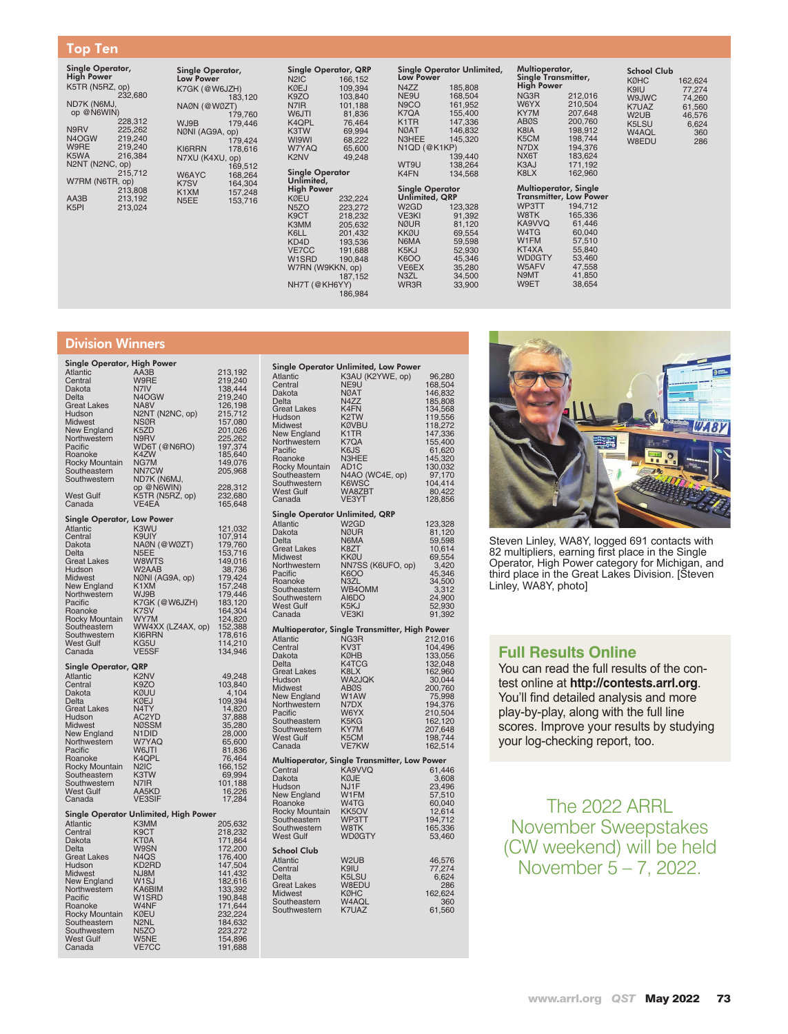## Top Ten

### Single Operator, High Power

| | |
|---|---|
| K5TR (N5RZ, op) | 232,680 |
| ND7K (N6MJ, op @N6WIN) | 228,312 |
| N9RV | 225,262 |
| N4OGW | 219,240 |
| W9RE | 219,240 |
| K5WA | 216,384 |
| N2NT (N2NC, op) | 215,712 |
| W7RM (N6TR, op) | 213,808 |
| AA3B | 213,192 |
| K5PI | 213,024 |

### Single Operator, Low Power

| | |
|---|---|
| K7GK (@W6JZH) | 183,120 |
| NAØN (@WØZT) | 179,760 |
| WJ9B | 179,446 |
| NØNI (AG9A, op) | 179,424 |
| KI6RRN | 178,616 |
| N7XU (K4XU, op) | 169,512 |
| W6AYC | 168,264 |
| K7SV | 164,304 |
| K1XM | 157,248 |
| N5EE | 153,716 |

### Single Operator, QRP

| | |
|---|---|
| N2IC | 166,152 |
| KØEJ | 109,394 |
| K9ZO | 103,840 |
| N7IR | 101,188 |
| W6JTI | 81,836 |
| K4QPL | 76,464 |
| K3TW | 69,994 |
| WI9WI | 68,222 |
| W7YAQ | 65,600 |
| K2NV | 49,248 |

### Single Operator Unlimited, High Power

| | |
|---|---|
| KØEU | 232,224 |
| N5ZO | 223,272 |
| K9CT | 218,232 |
| K3MM | 205,632 |
| K6LL | 201,432 |
| KD4D | 193,536 |
| VE7CC | 191,688 |
| W1SRD | 190,848 |
| W7RN (W9KKN, op) | 187,152 |
| NH7T (@KH6YY) | 186,984 |

### Single Operator Unlimited, Low Power

| | |
|---|---|
| N4ZZ | 185,808 |
| NE9U | 168,504 |
| N9CO | 161,952 |
| K7QA | 155,400 |
| K1TR | 147,336 |
| NØAT | 146,832 |
| N3HEE | 145,320 |
| N1QD (@K1KP) | 139,440 |
| WT9U | 138,264 |
| K4FN | 134,568 |

### Single Operator Unlimited, QRP

| | |
|---|---|
| W2GD | 123,328 |
| VE3KI | 91,392 |
| NØUR | 81,120 |
| KKØU | 69,554 |
| N6MA | 59,598 |
| K5KJ | 52,930 |
| K6OO | 45,346 |
| VE6EX | 35,280 |
| N3ZL | 34,500 |
| WR3R | 33,900 |

### Multioperator, Single Transmitter, High Power

| | |
|---|---|
| NG3R | 212,016 |
| W6YX | 210,504 |
| KY7M | 207,648 |
| ABØS | 200,760 |
| K8IA | 198,912 |
| K5CM | 198,744 |
| N7DX | 194,376 |
| NX6T | 183,624 |
| K3AJ | 171,192 |
| K8LX | 162,960 |

### Multioperator, Single Transmitter, Low Power

| | |
|---|---|
| WP3TT | 194,712 |
| W8TK | 165,336 |
| KA9VVQ | 61,446 |
| W4TG | 60,040 |
| W1FM | 57,510 |
| KT4XA | 55,840 |
| WDØGTY | 53,460 |
| W5AFV | 47,558 |
| N9MT | 41,850 |
| W9ET | 38,654 |

### School Club

| | |
|---|---|
| KØHC | 162,624 |
| K9IU | 77,274 |
| W9JWC | 74,260 |
| K7UAZ | 61,560 |
| W2UB | 46,576 |
| K5LSU | 6,624 |
| W4AQL | 360 |
| W8EDU | 286 |

## Division Winners

### Single Operator, High Power

| | | |
|---|---|---|
| Atlantic | AA3B | 213,192 |
| Central | W9RE | 219,240 |
| Dakota | N7IV | 138,444 |
| Delta | N4OGW | 219,240 |
| Great Lakes | NA8V | 126,198 |
| Hudson | N2NT (N2NC, op) | 215,712 |
| Midwest | NSØR | 157,080 |
| New England | K5ZD | 201,026 |
| Northwestern | N9RV | 225,262 |
| Pacific | WD6T (@N6RO) | 197,374 |
| Roanoke | K4ZW | 185,640 |
| Rocky Mountain | NG7M | 149,076 |
| Southeastern | NN7CW | 205,968 |
| Southwestern | ND7K (N6MJ, op @N6WIN) | 228,312 |
| West Gulf | K5TR (N5RZ, op) | 232,680 |
| Canada | VE4EA | 165,648 |

### Single Operator, Low Power

| | | |
|---|---|---|
| Atlantic | K3WU | 121,032 |
| Central | K9UIY | 107,914 |
| Dakota | NAØN (@WØZT) | 179,760 |
| Delta | N5EE | 153,716 |
| Great Lakes | W8WTS | 149,016 |
| Hudson | W2AAB | 38,736 |
| Midwest | NØNI (AG9A, op) | 179,424 |
| New England | K1XM | 157,248 |
| Northwestern | WJ9B | 179,446 |
| Pacific | K7GK (@W6JZH) | 183,120 |
| Roanoke | K7SV | 164,304 |
| Rocky Mountain | WY7M | 124,820 |
| Southeastern | WW4XX (LZ4AX, op) | 152,388 |
| Southwestern | KI6RRN | 178,616 |
| West Gulf | KG5U | 114,210 |
| Canada | VE5SF | 134,946 |

### Single Operator, QRP

| | | |
|---|---|---|
| Atlantic | K2NV | 49,248 |
| Central | K9ZO | 103,840 |
| Dakota | KØUU | 4,104 |
| Delta | KØEJ | 109,394 |
| Great Lakes | N4TY | 14,820 |
| Hudson | AC2YD | 37,888 |
| Midwest | NØSSM | 35,280 |
| New England | N1DID | 28,000 |
| Northwestern | W7YAQ | 65,600 |
| Pacific | W6JTI | 81,836 |
| Roanoke | K4QPL | 76,464 |
| Rocky Mountain | N2IC | 166,152 |
| Southeastern | K3TW | 69,994 |
| Southwestern | N7IR | 101,188 |
| West Gulf | AA5KD | 16,226 |
| Canada | VE3SIF | 17,284 |

### Single Operator Unlimited, High Power

| | | |
|---|---|---|
| Atlantic | K3MM | 205,632 |
| Central | K9CT | 218,232 |
| Dakota | KTØA | 171,864 |
| Delta | W9SN | 172,200 |
| Great Lakes | N4QS | 176,400 |
| Hudson | KD2RD | 147,504 |
| Midwest | NJ8M | 141,432 |
| New England | W1SJ | 182,616 |
| Northwestern | KA6BIM | 133,392 |
| Pacific | W1SRD | 190,848 |
| Roanoke | W4NF | 171,644 |
| Rocky Mountain | KØEU | 232,224 |
| Southeastern | N2NL | 184,632 |
| Southwestern | N5ZO | 223,272 |
| West Gulf | W5NE | 154,896 |
| Canada | VE7CC | 191,688 |

### Single Operator Unlimited, Low Power

| | | |
|---|---|---|
| Atlantic | K3AU (K2YWE, op) | 96,280 |
| Central | NE9U | 168,504 |
| Dakota | NØAT | 146,832 |
| Delta | N4ZZ | 185,808 |
| Great Lakes | K4FN | 134,568 |
| Hudson | K2TW | 119,556 |
| Midwest | KØVBU | 118,272 |
| New England | K1TR | 147,336 |
| Northwestern | K7QA | 155,400 |
| Pacific | K6JS | 61,620 |
| Roanoke | N3HEE | 145,320 |
| Rocky Mountain | AD1C | 130,032 |
| Southeastern | N4AO (WC4E, op) | 97,170 |
| Southwestern | K6WSC | 104,414 |
| West Gulf | WA8ZBT | 80,422 |
| Canada | VE3YT | 128,856 |

### Single Operator Unlimited, QRP

| | | |
|---|---|---|
| Atlantic | W2GD | 123,328 |
| Dakota | NØUR | 81,120 |
| Delta | N6MA | 59,598 |
| Great Lakes | K8ZT | 10,614 |
| Midwest | KKØU | 69,554 |
| Northwestern | NN7SS (K6UFO, op) | 3,420 |
| Pacific | K6OO | 45,346 |
| Roanoke | N3ZL | 34,500 |
| Southeastern | WB4OMM | 3,312 |
| Southwestern | AI6DO | 24,900 |
| West Gulf | K5KJ | 52,930 |
| Canada | VE3KI | 91,392 |

### Multioperator, Single Transmitter, High Power

| | | |
|---|---|---|
| Atlantic | NG3R | 212,016 |
| Central | KV3T | 104,496 |
| Dakota | KØHB | 133,056 |
| Delta | K4TCG | 132,048 |
| Great Lakes | K8LX | 162,960 |
| Hudson | WA2JQK | 30,044 |
| Midwest | ABØS | 200,760 |
| New England | W1AW | 75,998 |
| Northwestern | N7DX | 194,376 |
| Pacific | W6YX | 210,504 |
| Southeastern | K5KG | 162,120 |
| Southwestern | KY7M | 207,648 |
| West Gulf | K5CM | 198,744 |
| Canada | VE7KW | 162,514 |

### Multioperator, Single Transmitter, Low Power

| | | |
|---|---|---|
| Central | KA9VVQ | 61,446 |
| Dakota | KØJE | 3,608 |
| Hudson | NJ1F | 23,496 |
| New England | W1FM | 57,510 |
| Roanoke | W4TG | 60,040 |
| Rocky Mountain | KK5OV | 12,614 |
| Southeastern | WP3TT | 194,712 |
| Southwestern | W8TK | 165,336 |
| West Gulf | WDØGTY | 53,460 |

### School Club

| | | |
|---|---|---|
| Atlantic | W2UB | 46,576 |
| Central | K9IU | 77,274 |
| Delta | K5LSU | 6,624 |
| Great Lakes | W8EDU | 286 |
| Midwest | KØHC | 162,624 |
| Southeastern | W4AQL | 360 |
| Southwestern | K7UAZ | 61,560 |

Steven Linley, WA8Y, logged 691 contacts with 82 multipliers, earning first place in the Single Operator, High Power category for Michigan, and third place in the Great Lakes Division. [Steven Linley, WA8Y, photo]

## Full Results Online

You can read the full results of the contest online at **http://contests.arrl.org**. You'll find detailed analysis and more play-by-play, along with the full line scores. Improve your results by studying your log-checking report, too.

The 2022 ARRL November Sweepstakes (CW weekend) will be held November 5 – 7, 2022.